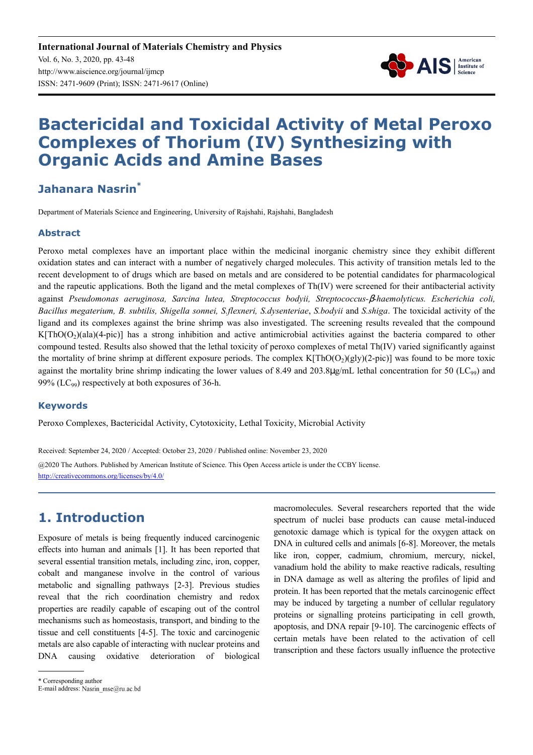# Bactericidal and Toxicidal Activity of Metal Peroxo Complexes of Thorium (IV) Synthesizing with Organic Acids and Amine Bases

**Jahanara Nasrin***

Department of Materials Science and Engineering, University of Rajshahi, Rajshahi, Bangladesh

## Abstract

Peroxo metal complexes have an important place within the medicinal inorganic chemistry since they exhibit different oxidation states and can interact with a number of negatively charged molecules. This activity of transition metals led to the recent development to of drugs which are based on metals and are considered to be potential candidates for pharmacological and the rapeutic applications. Both the ligand and the metal complexes of Th(IV) were screened for their antibacterial activity against *Pseudomonas aeruginosa, Sarcina lutea, Streptococcus bodyii, Streptococcus-β-haemolyticus. Escherichia coli, Bacillus megaterium, B. subtilis, Shigella sonnei, S.flexneri, S.dysenteriae*, *S.bodyii* and *S.shiga*. The toxicidal activity of the ligand and its complexes against the brine shrimp was also investigated. The screening results revealed that the compound $K[ThO(O_2)(ala)(4\text{-pic})]$ has a strong inhibition and active antimicrobial activities against the bacteria compared to other compound tested. Results also showed that the lethal toxicity of peroxo complexes of metal Th(IV) varied significantly against the mortality of brine shrimp at different exposure periods. The complex $K[ThO(O_2)(gly)(2\text{-pic})]$ was found to be more toxic against the mortality brine shrimp indicating the lower values of 8.49 and 203.8μg/mL lethal concentration for 50 ($LC_{99}$) and 99% ($LC_{99}$) respectively at both exposures of 36-h.

## Keywords

Peroxo Complexes, Bactericidal Activity, Cytotoxicity, Lethal Toxicity, Microbial Activity

Received: September 24, 2020 / Accepted: October 23, 2020 / Published online: November 23, 2020

@2020 The Authors. Published by American Institute of Science. This Open Access article is under the CCBY license. http://creativecommons.org/licenses/by/4.0/

## 1. Introduction

Exposure of metals is being frequently induced carcinogenic effects into human and animals [1]. It has been reported that several essential transition metals, including zinc, iron, copper, cobalt and manganese involve in the control of various metabolic and signalling pathways [2-3]. Previous studies reveal that the rich coordination chemistry and redox properties are readily capable of escaping out of the control mechanisms such as homeostasis, transport, and binding to the tissue and cell constituents [4-5]. The toxic and carcinogenic metals are also capable of interacting with nuclear proteins and DNA causing oxidative deterioration of biological macromolecules. Several researchers reported that the wide spectrum of nuclei base products can cause metal-induced genotoxic damage which is typical for the oxygen attack on DNA in cultured cells and animals [6-8]. Moreover, the metals like iron, copper, cadmium, chromium, mercury, nickel, vanadium hold the ability to make reactive radicals, resulting in DNA damage as well as altering the profiles of lipid and protein. It has been reported that the metals carcinogenic effect may be induced by targeting a number of cellular regulatory proteins or signalling proteins participating in cell growth, apoptosis, and DNA repair [9-10]. The carcinogenic effects of certain metals have been related to the activation of cell transcription and these factors usually influence the protective

\* Corresponding author
E-mail address: Nasrin_mse@ru.ac.bd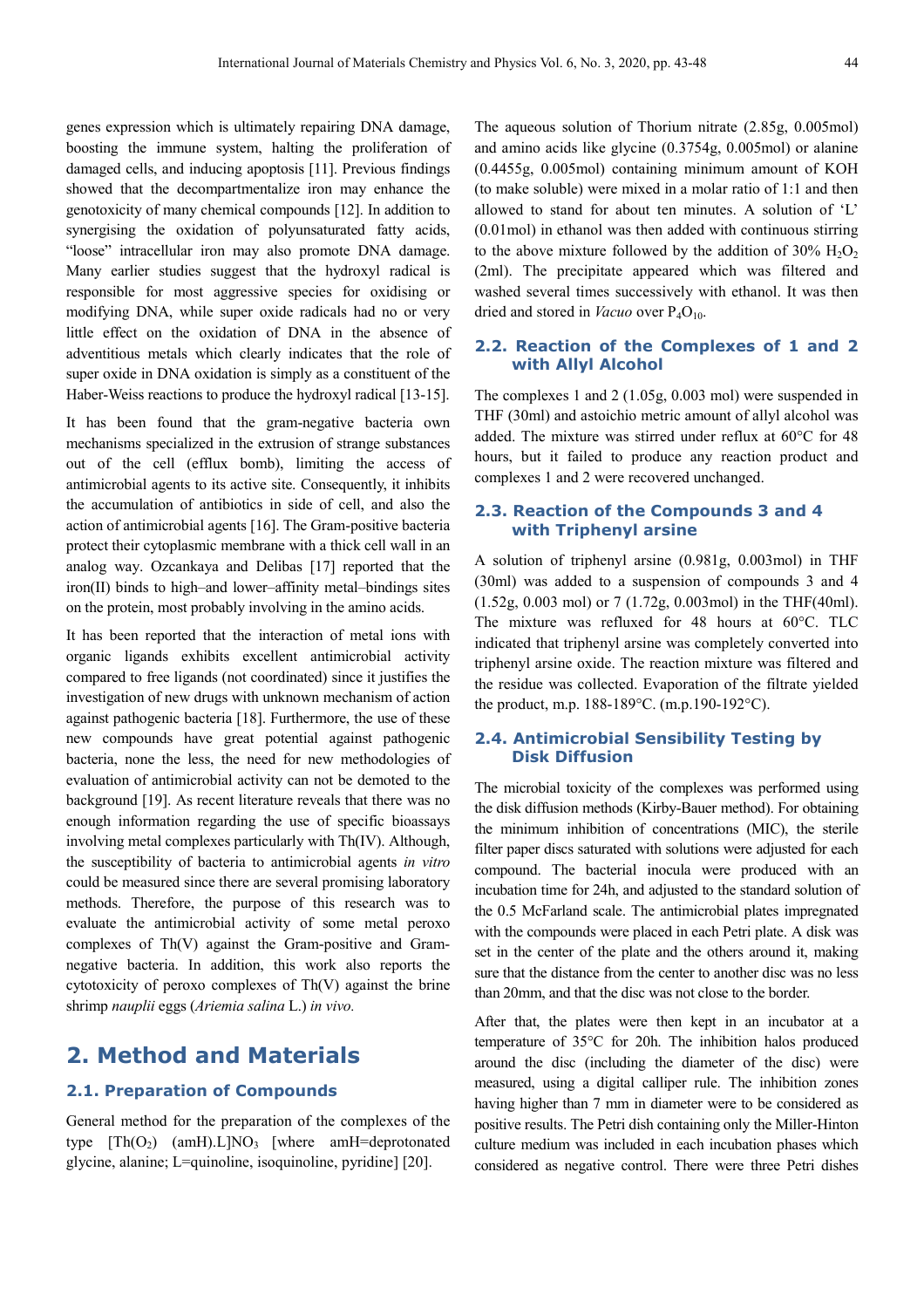genes expression which is ultimately repairing DNA damage, boosting the immune system, halting the proliferation of damaged cells, and inducing apoptosis [11]. Previous findings showed that the decompartmentalize iron may enhance the genotoxicity of many chemical compounds [12]. In addition to synergising the oxidation of polyunsaturated fatty acids, "loose" intracellular iron may also promote DNA damage. Many earlier studies suggest that the hydroxyl radical is responsible for most aggressive species for oxidising or modifying DNA, while super oxide radicals had no or very little effect on the oxidation of DNA in the absence of adventitious metals which clearly indicates that the role of super oxide in DNA oxidation is simply as a constituent of the Haber-Weiss reactions to produce the hydroxyl radical [13-15].

It has been found that the gram-negative bacteria own mechanisms specialized in the extrusion of strange substances out of the cell (efflux bomb), limiting the access of antimicrobial agents to its active site. Consequently, it inhibits the accumulation of antibiotics in side of cell, and also the action of antimicrobial agents [16]. The Gram-positive bacteria protect their cytoplasmic membrane with a thick cell wall in an analog way. Ozcankaya and Delibas [17] reported that the iron(II) binds to high–and lower–affinity metal–bindings sites on the protein, most probably involving in the amino acids.

It has been reported that the interaction of metal ions with organic ligands exhibits excellent antimicrobial activity compared to free ligands (not coordinated) since it justifies the investigation of new drugs with unknown mechanism of action against pathogenic bacteria [18]. Furthermore, the use of these new compounds have great potential against pathogenic bacteria, none the less, the need for new methodologies of evaluation of antimicrobial activity can not be demoted to the background [19]. As recent literature reveals that there was no enough information regarding the use of specific bioassays involving metal complexes particularly with Th(IV). Although, the susceptibility of bacteria to antimicrobial agents *in vitro* could be measured since there are several promising laboratory methods. Therefore, the purpose of this research was to evaluate the antimicrobial activity of some metal peroxo complexes of Th(V) against the Gram-positive and Gram-negative bacteria. In addition, this work also reports the cytotoxicity of peroxo complexes of Th(V) against the brine shrimp *nauplii* eggs (*Ariemia salina* L.) *in vivo.*

# 2. Method and Materials

## 2.1. Preparation of Compounds

General method for the preparation of the complexes of the type $[Th(O_2)$ $(amH).L]NO_3$ [where amH=deprotonated glycine, alanine; L=quinoline, isoquinoline, pyridine] [20].

The aqueous solution of Thorium nitrate (2.85g, 0.005mol) and amino acids like glycine (0.3754g, 0.005mol) or alanine (0.4455g, 0.005mol) containing minimum amount of KOH (to make soluble) were mixed in a molar ratio of 1:1 and then allowed to stand for about ten minutes. A solution of 'L' (0.01mol) in ethanol was then added with continuous stirring to the above mixture followed by the addition of 30% $H_2O_2$ (2ml). The precipitate appeared which was filtered and washed several times successively with ethanol. It was then dried and stored in *Vacuo* over $P_4O_{10}$.

## 2.2. Reaction of the Complexes of 1 and 2 with Allyl Alcohol

The complexes 1 and 2 (1.05g, 0.003 mol) were suspended in THF (30ml) and astoichio metric amount of allyl alcohol was added. The mixture was stirred under reflux at 60°C for 48 hours, but it failed to produce any reaction product and complexes 1 and 2 were recovered unchanged.

## 2.3. Reaction of the Compounds 3 and 4 with Triphenyl arsine

A solution of triphenyl arsine (0.981g, 0.003mol) in THF (30ml) was added to a suspension of compounds 3 and 4 (1.52g, 0.003 mol) or 7 (1.72g, 0.003mol) in the THF(40ml). The mixture was refluxed for 48 hours at 60°C. TLC indicated that triphenyl arsine was completely converted into triphenyl arsine oxide. The reaction mixture was filtered and the residue was collected. Evaporation of the filtrate yielded the product, m.p. 188-189°C. (m.p.190-192°C).

## 2.4. Antimicrobial Sensibility Testing by Disk Diffusion

The microbial toxicity of the complexes was performed using the disk diffusion methods (Kirby-Bauer method). For obtaining the minimum inhibition of concentrations (MIC), the sterile filter paper discs saturated with solutions were adjusted for each compound. The bacterial inocula were produced with an incubation time for 24h, and adjusted to the standard solution of the 0.5 McFarland scale. The antimicrobial plates impregnated with the compounds were placed in each Petri plate. A disk was set in the center of the plate and the others around it, making sure that the distance from the center to another disc was no less than 20mm, and that the disc was not close to the border.

After that, the plates were then kept in an incubator at a temperature of 35°C for 20h. The inhibition halos produced around the disc (including the diameter of the disc) were measured, using a digital calliper rule. The inhibition zones having higher than 7 mm in diameter were to be considered as positive results. The Petri dish containing only the Miller-Hinton culture medium was included in each incubation phases which considered as negative control. There were three Petri dishes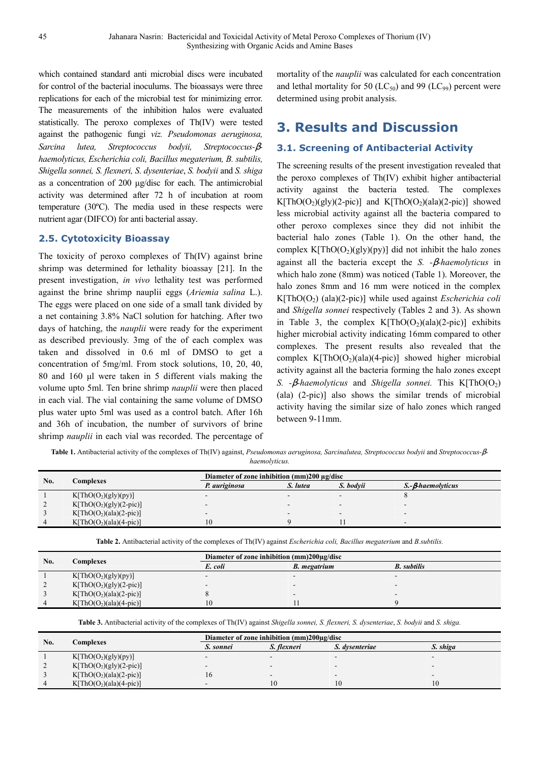which contained standard anti microbial discs were incubated for control of the bacterial inoculums. The bioassays were three replications for each of the microbial test for minimizing error. The measurements of the inhibition halos were evaluated statistically. The peroxo complexes of Th(IV) were tested against the pathogenic fungi *viz. Pseudomonas aeruginosa, Sarcina lutea, Streptococcus bodyii, Streptococcus-β-haemolyticus, Escherichia coli, Bacillus megaterium, B. subtilis, Shigella sonnei, S. flexneri, S. dysenteriae*, *S. bodyii* and *S. shiga* as a concentration of 200 µg/disc for each. The antimicrobial activity was determined after 72 h of incubation at room temperature (30ºC). The media used in these respects were nutrient agar (DIFCO) for anti bacterial assay.

### 2.5. Cytotoxicity Bioassay

The toxicity of peroxo complexes of Th(IV) against brine shrimp was determined for lethality bioassay [21]. In the present investigation, *in vivo* lethality test was performed against the brine shrimp nauplii eggs (*Ariemia salina* L.). The eggs were placed on one side of a small tank divided by a net containing 3.8% NaCl solution for hatching. After two days of hatching, the *nauplii* were ready for the experiment as described previously. 3mg of the of each complex was taken and dissolved in 0.6 ml of DMSO to get a concentration of 5mg/ml. From stock solutions, 10, 20, 40, 80 and 160 µl were taken in 5 different vials making the volume upto 5ml. Ten brine shrimp *nauplii* were then placed in each vial. The vial containing the same volume of DMSO plus water upto 5ml was used as a control batch. After 16h and 36h of incubation, the number of survivors of brine shrimp *nauplii* in each vial was recorded. The percentage of mortality of the *nauplii* was calculated for each concentration and lethal mortality for 50 ($LC_{50}$) and 99 ($LC_{99}$) percent were determined using probit analysis.

## 3. Results and Discussion

### 3.1. Screening of Antibacterial Activity

The screening results of the present investigation revealed that the peroxo complexes of Th(IV) exhibit higher antibacterial activity against the bacteria tested. The complexes K[ThO($O_2$)(gly)(2-pic)] and K[ThO($O_2$)(ala)(2-pic)] showed less microbial activity against all the bacteria compared to other peroxo complexes since they did not inhibit the bacterial halo zones (Table 1). On the other hand, the complex K[ThO($O_2$)(gly)(py)] did not inhibit the halo zones against all the bacteria except the *S. -β-haemolyticus* in which halo zone (8mm) was noticed (Table 1). Moreover, the halo zones 8mm and 16 mm were noticed in the complex K[ThO($O_2$) (ala)(2-pic)] while used against *Escherichia coli* and *Shigella sonnei* respectively (Tables 2 and 3). As shown in Table 3, the complex K[ThO($O_2$)(ala)(2-pic)] exhibits higher microbial activity indicating 16mm compared to other complexes. The present results also revealed that the complex K[ThO($O_2$)(ala)(4-pic)] showed higher microbial activity against all the bacteria forming the halo zones except *S. -β-haemolyticus* and *Shigella sonnei.* This K[ThO($O_2$) (ala) (2-pic)] also shows the similar trends of microbial activity having the similar size of halo zones which ranged between 9-11mm.

**Table 1.** Antibacterial activity of the complexes of Th(IV) against, *Pseudomonas aeruginosa, Sarcinalutea, Streptococcus bodyii* and *Streptococcus-β-haemolyticus.*

| No. | Complexes | Diameter of zone inhibition (mm)200 µg/disc | | | |
|---|---|---|---|---|---|
| | | *P. auriginosa* | *S. lutea* | *S. bodyii* | *S.-β-haemolyticus* |
| 1 | K[ThO($O_2$)(gly)(py)] | - | - | - | 8 |
| 2 | K[ThO($O_2$)(gly)(2-pic)] | - | - | - | - |
| 3 | K[ThO($O_2$)(ala)(2-pic)] | - | - | - | - |
| 4 | K[ThO($O_2$)(ala)(4-pic)] | 10 | 9 | 11 | - |

**Table 2.** Antibacterial activity of the complexes of Th(IV) against *Escherichia coli, Bacillus megaterium* and *B.subtilis.*

| No. | Complexes | Diameter of zone inhibition (mm)200µg/disc | | |
|---|---|---|---|---|
| | | *E. coli* | *B. megatrium* | *B. subtilis* |
| 1 | K[ThO($O_2$)(gly)(py)] | - | - | - |
| 2 | K[ThO($O_2$)(gly)(2-pic)] | - | - | - |
| 3 | K[ThO($O_2$)(ala)(2-pic)] | 8 | - | - |
| 4 | K[ThO($O_2$)(ala)(4-pic)] | 10 | 11 | 9 |

**Table 3.** Antibacterial activity of the complexes of Th(IV) against *Shigella sonnei, S. flexneri, S. dysenteriae*, *S. bodyii* and *S. shiga.*

| No. | Complexes | Diameter of zone inhibition (mm)200µg/disc | | | |
|---|---|---|---|---|---|
| | | *S. sonnei* | *S. flexneri* | *S. dysenteriae* | *S. shiga* |
| 1 | K[ThO($O_2$)(gly)(py)] | - | - | - | - |
| 2 | K[ThO($O_2$)(gly)(2-pic)] | - | - | - | - |
| 3 | K[ThO($O_2$)(ala)(2-pic)] | 16 | - | - | - |
| 4 | K[ThO($O_2$)(ala)(4-pic)] | - | 10 | 10 | 10 |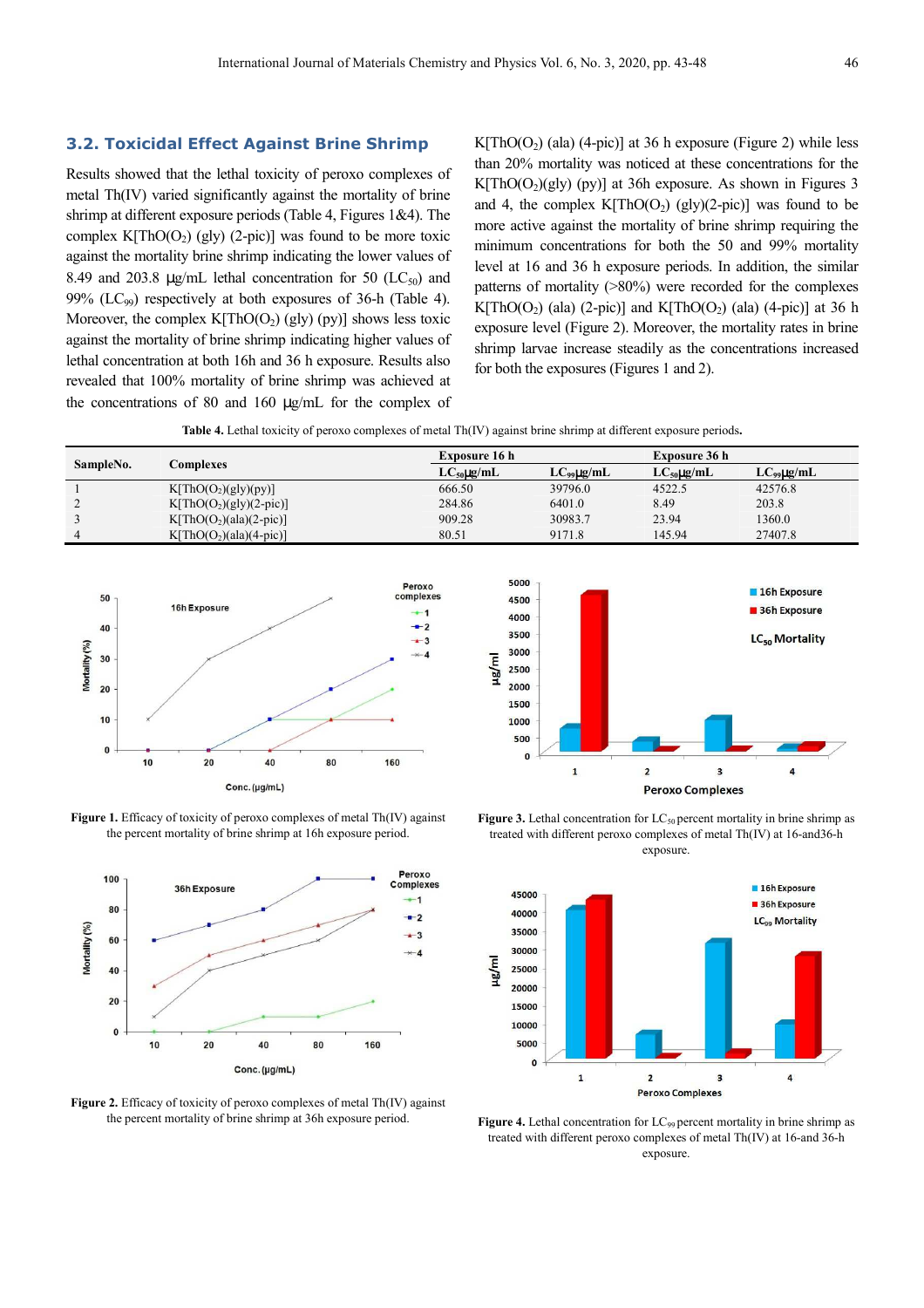### 3.2. Toxicidal Effect Against Brine Shrimp

Results showed that the lethal toxicity of peroxo complexes of metal Th(IV) varied significantly against the mortality of brine shrimp at different exposure periods (Table 4, Figures 1&4). The complex $K[ThO(O_2)$ (gly) (2-pic)] was found to be more toxic against the mortality brine shrimp indicating the lower values of 8.49 and 203.8 µg/mL lethal concentration for 50 ($LC_{50}$) and 99% ($LC_{99}$) respectively at both exposures of 36-h (Table 4). Moreover, the complex $K[ThO(O_2)$ (gly) (py)] shows less toxic against the mortality of brine shrimp indicating higher values of lethal concentration at both 16h and 36 h exposure. Results also revealed that 100% mortality of brine shrimp was achieved at the concentrations of 80 and 160 µg/mL for the complex of $K[ThO(O_2)$ (ala) (4-pic)] at 36 h exposure (Figure 2) while less than 20% mortality was noticed at these concentrations for the $K[ThO(O_2)$(gly) (py)] at 36h exposure. As shown in Figures 3 and 4, the complex $K[ThO(O_2)$ (gly)(2-pic)] was found to be more active against the mortality of brine shrimp requiring the minimum concentrations for both the 50 and 99% mortality level at 16 and 36 h exposure periods. In addition, the similar patterns of mortality (>80%) were recorded for the complexes $K[ThO(O_2)$ (ala) (2-pic)] and $K[ThO(O_2)$ (ala) (4-pic)] at 36 h exposure level (Figure 2). Moreover, the mortality rates in brine shrimp larvae increase steadily as the concentrations increased for both the exposures (Figures 1 and 2).

**Table 4.** Lethal toxicity of peroxo complexes of metal Th(IV) against brine shrimp at different exposure periods.

| SampleNo. | Complexes | Exposure 16 h | | Exposure 36 h | |
|---|---|---|---|---|---|
| | | $LC_{50}$µg/mL | $LC_{99}$µg/mL | $LC_{50}$µg/mL | $LC_{99}$µg/mL |
| 1 | $K[ThO(O_2)(gly)(py)]$ | 666.50 | 39796.0 | 4522.5 | 42576.8 |
| 2 | $K[ThO(O_2)(gly)(2\text{-}pic)]$ | 284.86 | 6401.0 | 8.49 | 203.8 |
| 3 | $K[ThO(O_2)(ala)(2\text{-}pic)]$ | 909.28 | 30983.7 | 23.94 | 1360.0 |
| 4 | $K[ThO(O_2)(ala)(4\text{-}pic)]$ | 80.51 | 9171.8 | 145.94 | 27407.8 |

**Figure 1.** Efficacy of toxicity of peroxo complexes of metal Th(IV) against the percent mortality of brine shrimp at 16h exposure period.

**Figure 3.** Lethal concentration for $LC_{50}$ percent mortality in brine shrimp as treated with different peroxo complexes of metal Th(IV) at 16-and36-h exposure.

**Figure 2.** Efficacy of toxicity of peroxo complexes of metal Th(IV) against the percent mortality of brine shrimp at 36h exposure period.

**Figure 4.** Lethal concentration for $LC_{99}$ percent mortality in brine shrimp as treated with different peroxo complexes of metal Th(IV) at 16-and 36-h exposure.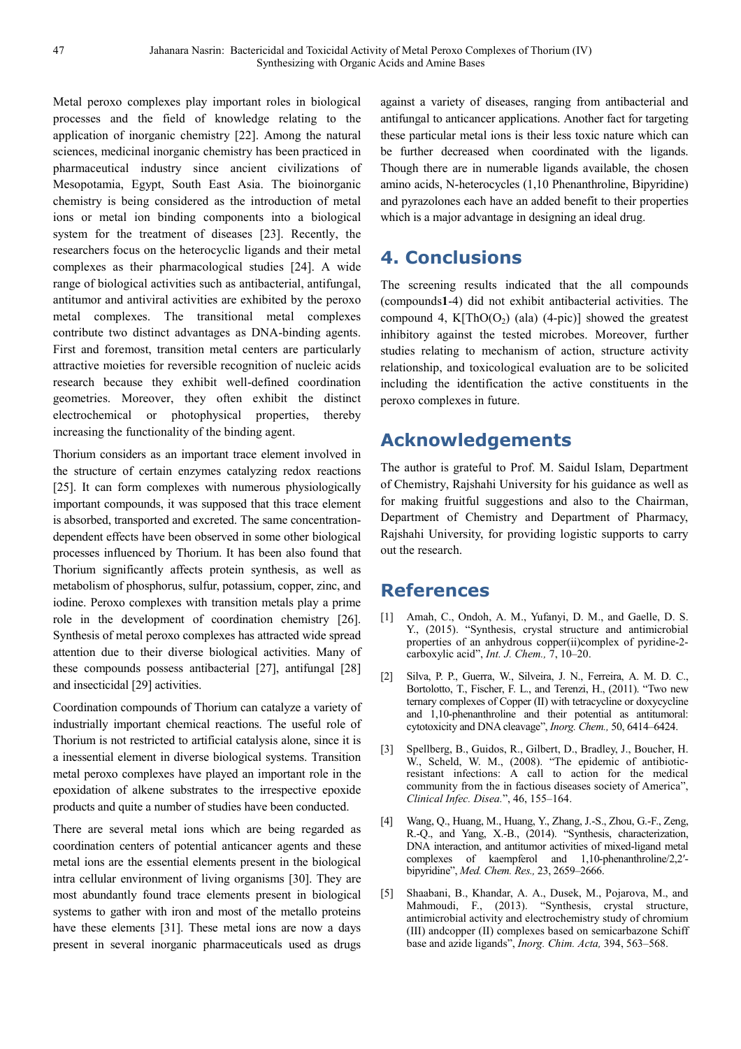Metal peroxo complexes play important roles in biological processes and the field of knowledge relating to the application of inorganic chemistry [22]. Among the natural sciences, medicinal inorganic chemistry has been practiced in pharmaceutical industry since ancient civilizations of Mesopotamia, Egypt, South East Asia. The bioinorganic chemistry is being considered as the introduction of metal ions or metal ion binding components into a biological system for the treatment of diseases [23]. Recently, the researchers focus on the heterocyclic ligands and their metal complexes as their pharmacological studies [24]. A wide range of biological activities such as antibacterial, antifungal, antitumor and antiviral activities are exhibited by the peroxo metal complexes. The transitional metal complexes contribute two distinct advantages as DNA-binding agents. First and foremost, transition metal centers are particularly attractive moieties for reversible recognition of nucleic acids research because they exhibit well-defined coordination geometries. Moreover, they often exhibit the distinct electrochemical or photophysical properties, thereby increasing the functionality of the binding agent.

Thorium considers as an important trace element involved in the structure of certain enzymes catalyzing redox reactions [25]. It can form complexes with numerous physiologically important compounds, it was supposed that this trace element is absorbed, transported and excreted. The same concentration-dependent effects have been observed in some other biological processes influenced by Thorium. It has been also found that Thorium significantly affects protein synthesis, as well as metabolism of phosphorus, sulfur, potassium, copper, zinc, and iodine. Peroxo complexes with transition metals play a prime role in the development of coordination chemistry [26]. Synthesis of metal peroxo complexes has attracted wide spread attention due to their diverse biological activities. Many of these compounds possess antibacterial [27], antifungal [28] and insecticidal [29] activities.

Coordination compounds of Thorium can catalyze a variety of industrially important chemical reactions. The useful role of Thorium is not restricted to artificial catalysis alone, since it is a inessential element in diverse biological systems. Transition metal peroxo complexes have played an important role in the epoxidation of alkene substrates to the irrespective epoxide products and quite a number of studies have been conducted.

There are several metal ions which are being regarded as coordination centers of potential anticancer agents and these metal ions are the essential elements present in the biological intra cellular environment of living organisms [30]. They are most abundantly found trace elements present in biological systems to gather with iron and most of the metallo proteins have these elements [31]. These metal ions are now a days present in several inorganic pharmaceuticals used as drugs against a variety of diseases, ranging from antibacterial and antifungal to anticancer applications. Another fact for targeting these particular metal ions is their less toxic nature which can be further decreased when coordinated with the ligands. Though there are in numerable ligands available, the chosen amino acids, N-heterocycles (1,10 Phenanthroline, Bipyridine) and pyrazolones each have an added benefit to their properties which is a major advantage in designing an ideal drug.

# 4. Conclusions

The screening results indicated that the all compounds (compounds**1**-4) did not exhibit antibacterial activities. The compound 4, K[ThO($O_2$) (ala) (4-pic)] showed the greatest inhibitory against the tested microbes. Moreover, further studies relating to mechanism of action, structure activity relationship, and toxicological evaluation are to be solicited including the identification the active constituents in the peroxo complexes in future.

# Acknowledgements

The author is grateful to Prof. M. Saidul Islam, Department of Chemistry, Rajshahi University for his guidance as well as for making fruitful suggestions and also to the Chairman, Department of Chemistry and Department of Pharmacy, Rajshahi University, for providing logistic supports to carry out the research.

# References

[1] Amah, C., Ondoh, A. M., Yufanyi, D. M., and Gaelle, D. S. Y., (2015). "Synthesis, crystal structure and antimicrobial properties of an anhydrous copper(ii)complex of pyridine-2-carboxylic acid", *Int. J. Chem.,* 7, 10–20.

[2] Silva, P. P., Guerra, W., Silveira, J. N., Ferreira, A. M. D. C., Bortolotto, T., Fischer, F. L., and Terenzi, H., (2011). "Two new ternary complexes of Copper (II) with tetracycline or doxycycline and 1,10-phenanthroline and their potential as antitumoral: cytotoxicity and DNA cleavage", *Inorg. Chem.,* 50, 6414–6424.

[3] Spellberg, B., Guidos, R., Gilbert, D., Bradley, J., Boucher, H. W., Scheld, W. M., (2008). "The epidemic of antibiotic-resistant infections: A call to action for the medical community from the in factious diseases society of America", *Clinical Infec. Disea.*", 46, 155–164.

[4] Wang, Q., Huang, M., Huang, Y., Zhang, J.-S., Zhou, G.-F., Zeng, R.-Q., and Yang, X.-B., (2014). "Synthesis, characterization, DNA interaction, and antitumor activities of mixed-ligand metal complexes of kaempferol and 1,10-phenanthroline/2,2′-bipyridine", *Med. Chem. Res.,* 23, 2659–2666.

[5] Shaabani, B., Khandar, A. A., Dusek, M., Pojarova, M., and Mahmoudi, F., (2013). "Synthesis, crystal structure, antimicrobial activity and electrochemistry study of chromium (III) andcopper (II) complexes based on semicarbazone Schiff base and azide ligands", *Inorg. Chim. Acta,* 394, 563–568.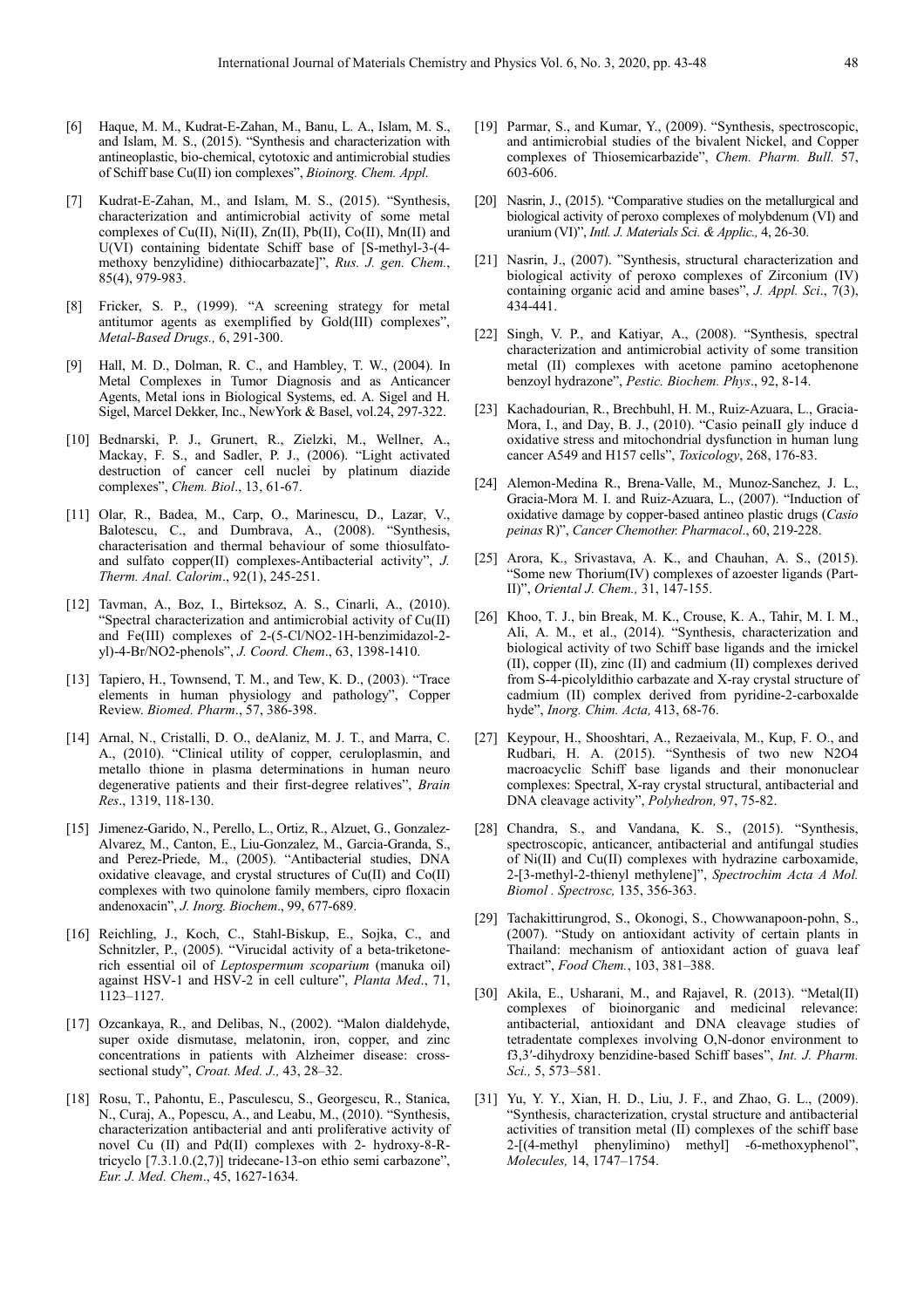[6] Haque, M. M., Kudrat-E-Zahan, M., Banu, L. A., Islam, M. S., and Islam, M. S., (2015). "Synthesis and characterization with antineoplastic, bio-chemical, cytotoxic and antimicrobial studies of Schiff base Cu(II) ion complexes", *Bioinorg. Chem. Appl.*

[7] Kudrat-E-Zahan, M., and Islam, M. S., (2015). "Synthesis, characterization and antimicrobial activity of some metal complexes of Cu(II), Ni(II), Zn(II), Pb(II), Co(II), Mn(II) and U(VI) containing bidentate Schiff base of [S-methyl-3-(4-methoxy benzylidine) dithiocarbazate]", *Rus. J. gen. Chem.*, 85(4), 979-983.

[8] Fricker, S. P., (1999). "A screening strategy for metal antitumor agents as exemplified by Gold(III) complexes", *Metal-Based Drugs.,* 6, 291-300.

[9] Hall, M. D., Dolman, R. C., and Hambley, T. W., (2004). In Metal Complexes in Tumor Diagnosis and as Anticancer Agents, Metal ions in Biological Systems, ed. A. Sigel and H. Sigel, Marcel Dekker, Inc., NewYork & Basel, vol.24, 297-322.

[10] Bednarski, P. J., Grunert, R., Zielzki, M., Wellner, A., Mackay, F. S., and Sadler, P. J., (2006). "Light activated destruction of cancer cell nuclei by platinum diazide complexes", *Chem. Biol*., 13, 61-67.

[11] Olar, R., Badea, M., Carp, O., Marinescu, D., Lazar, V., Balotescu, C., and Dumbrava, A., (2008). "Synthesis, characterisation and thermal behaviour of some thiosulfato-and sulfato copper(II) complexes-Antibacterial activity", *J. Therm. Anal. Calorim*., 92(1), 245-251.

[12] Tavman, A., Boz, I., Birteksoz, A. S., Cinarli, A., (2010). "Spectral characterization and antimicrobial activity of Cu(II) and Fe(III) complexes of 2-(5-Cl/NO2-1H-benzimidazol-2-yl)-4-Br/NO2-phenols", *J. Coord. Chem*., 63, 1398-1410.

[13] Tapiero, H., Townsend, T. M., and Tew, K. D., (2003). "Trace elements in human physiology and pathology", Copper Review. *Biomed. Pharm*., 57, 386-398.

[14] Arnal, N., Cristalli, D. O., deAlaniz, M. J. T., and Marra, C. A., (2010). "Clinical utility of copper, ceruloplasmin, and metallo thione in plasma determinations in human neuro degenerative patients and their first-degree relatives", *Brain Res*., 1319, 118-130.

[15] Jimenez-Garido, N., Perello, L., Ortiz, R., Alzuet, G., Gonzalez-Alvarez, M., Canton, E., Liu-Gonzalez, M., Garcia-Granda, S., and Perez-Priede, M., (2005). "Antibacterial studies, DNA oxidative cleavage, and crystal structures of Cu(II) and Co(II) complexes with two quinolone family members, cipro floxacin andenoxacin", *J. Inorg. Biochem*., 99, 677-689.

[16] Reichling, J., Koch, C., Stahl-Biskup, E., Sojka, C., and Schnitzler, P., (2005). "Virucidal activity of a beta-triketone-rich essential oil of *Leptospermum scoparium* (manuka oil) against HSV-1 and HSV-2 in cell culture", *Planta Med*., 71, 1123–1127.

[17] Ozcankaya, R., and Delibas, N., (2002). "Malon dialdehyde, super oxide dismutase, melatonin, iron, copper, and zinc concentrations in patients with Alzheimer disease: cross-sectional study", *Croat. Med. J.,* 43, 28–32.

[18] Rosu, T., Pahontu, E., Pasculescu, S., Georgescu, R., Stanica, N., Curaj, A., Popescu, A., and Leabu, M., (2010). "Synthesis, characterization antibacterial and anti proliferative activity of novel Cu (II) and Pd(II) complexes with 2- hydroxy-8-R-tricyclo [7.3.1.0.(2,7)] tridecane-13-on ethio semi carbazone", *Eur. J. Med. Chem*., 45, 1627-1634.

[19] Parmar, S., and Kumar, Y., (2009). "Synthesis, spectroscopic, and antimicrobial studies of the bivalent Nickel, and Copper complexes of Thiosemicarbazide", *Chem. Pharm. Bull.* 57, 603-606.

[20] Nasrin, J., (2015). "Comparative studies on the metallurgical and biological activity of peroxo complexes of molybdenum (VI) and uranium (VI)", *Intl. J. Materials Sci. & Applic.,* 4, 26-30.

[21] Nasrin, J., (2007). "Synthesis, structural characterization and biological activity of peroxo complexes of Zirconium (IV) containing organic acid and amine bases", *J. Appl. Sci*., 7(3), 434-441.

[22] Singh, V. P., and Katiyar, A., (2008). "Synthesis, spectral characterization and antimicrobial activity of some transition metal (II) complexes with acetone pamino acetophenone benzoyl hydrazone", *Pestic. Biochem. Phys*., 92, 8-14.

[23] Kachadourian, R., Brechbuhl, H. M., Ruiz-Azuara, L., Gracia-Mora, I., and Day, B. J., (2010). "Casio peinaII gly induce d oxidative stress and mitochondrial dysfunction in human lung cancer A549 and H157 cells", *Toxicology*, 268, 176-83.

[24] Alemon-Medina R., Brena-Valle, M., Munoz-Sanchez, J. L., Gracia-Mora M. I. and Ruiz-Azuara, L., (2007). "Induction of oxidative damage by copper-based antineo plastic drugs (*Casio peinas* R)", *Cancer Chemother. Pharmacol*., 60, 219-228.

[25] Arora, K., Srivastava, A. K., and Chauhan, A. S., (2015). "Some new Thorium(IV) complexes of azoester ligands (Part-II)", *Oriental J. Chem.,* 31, 147-155.

[26] Khoo, T. J., bin Break, M. K., Crouse, K. A., Tahir, M. I. M., Ali, A. M., et al., (2014). "Synthesis, characterization and biological activity of two Schiff base ligands and the irnickel (II), copper (II), zinc (II) and cadmium (II) complexes derived from S-4-picolyldithio carbazate and X-ray crystal structure of cadmium (II) complex derived from pyridine-2-carboxalde hyde", *Inorg. Chim. Acta,* 413, 68-76.

[27] Keypour, H., Shooshtari, A., Rezaeivala, M., Kup, F. O., and Rudbari, H. A. (2015). "Synthesis of two new N2O4 macroacyclic Schiff base ligands and their mononuclear complexes: Spectral, X-ray crystal structural, antibacterial and DNA cleavage activity", *Polyhedron,* 97, 75-82.

[28] Chandra, S., and Vandana, K. S., (2015). "Synthesis, spectroscopic, anticancer, antibacterial and antifungal studies of Ni(II) and Cu(II) complexes with hydrazine carboxamide, 2-[3-methyl-2-thienyl methylene]", *Spectrochim Acta A Mol. Biomol . Spectrosc,* 135, 356-363.

[29] Tachakittirungrod, S., Okonogi, S., Chowwanapoon-pohn, S., (2007). "Study on antioxidant activity of certain plants in Thailand: mechanism of antioxidant action of guava leaf extract", *Food Chem.*, 103, 381–388.

[30] Akila, E., Usharani, M., and Rajavel, R. (2013). "Metal(II) complexes of bioinorganic and medicinal relevance: antibacterial, antioxidant and DNA cleavage studies of tetradentate complexes involving O,N-donor environment to f3,3′-dihydroxy benzidine-based Schiff bases", *Int. J. Pharm. Sci.,* 5, 573–581.

[31] Yu, Y. Y., Xian, H. D., Liu, J. F., and Zhao, G. L., (2009). "Synthesis, characterization, crystal structure and antibacterial activities of transition metal (II) complexes of the schiff base 2-[(4-methyl phenylimino) methyl] -6-methoxyphenol", *Molecules,* 14, 1747–1754.